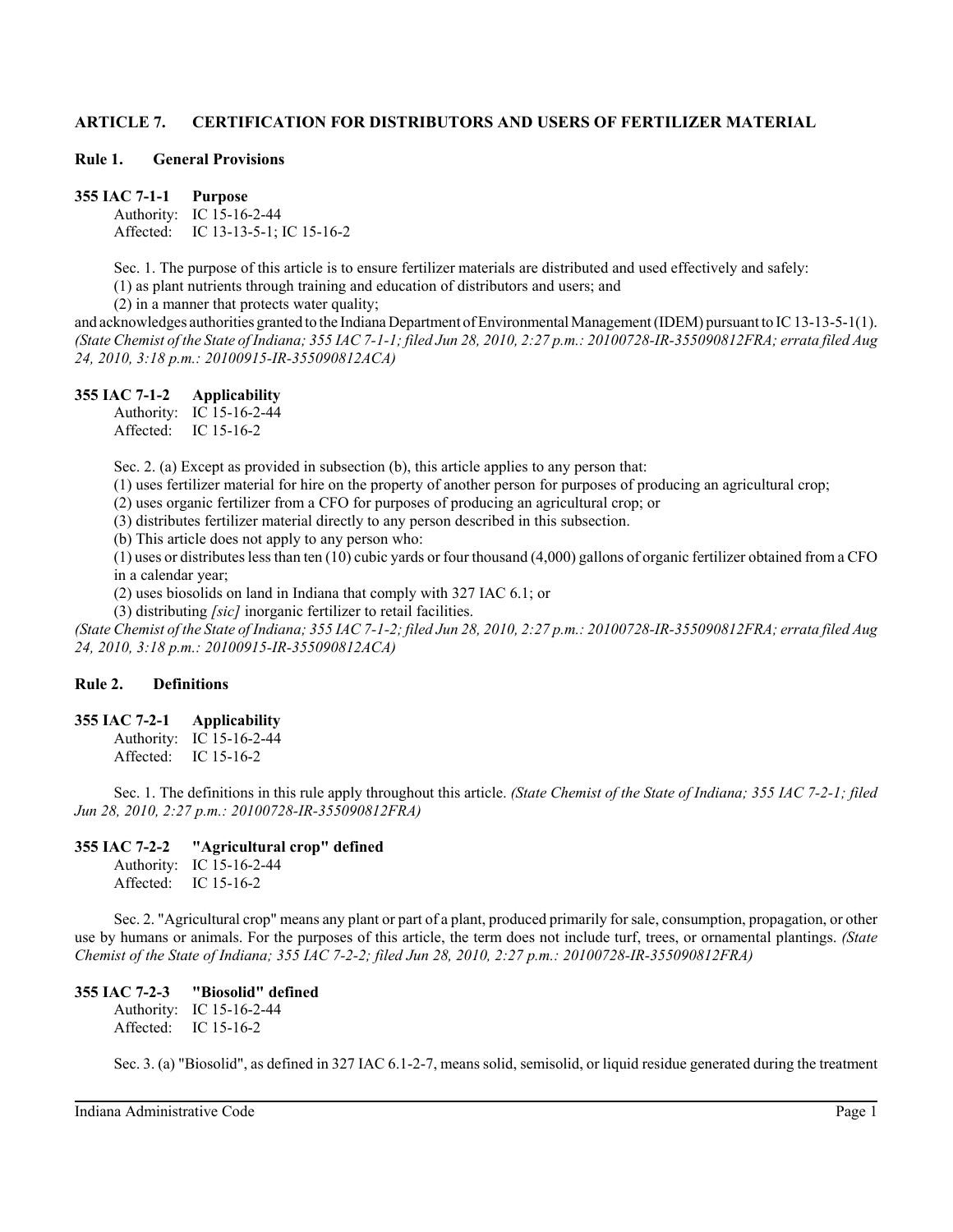# ARTICLE 7. CERTIFICATION FOR DISTRIBUTORS AND USERS OF FERTILIZER MATERIAL

## Rule 1. General Provisions

### 355 IAC 7-1-1 Purpose

Authority: IC 15-16-2-44
Affected: IC 13-13-5-1; IC 15-16-2

Sec. 1. The purpose of this article is to ensure fertilizer materials are distributed and used effectively and safely:

(1) as plant nutrients through training and education of distributors and users; and

(2) in a manner that protects water quality;

and acknowledges authorities granted to the Indiana Department of Environmental Management (IDEM) pursuant to IC 13-13-5-1(1). *(State Chemist of the State of Indiana; 355 IAC 7-1-1; filed Jun 28, 2010, 2:27 p.m.: 20100728-IR-355090812FRA; errata filed Aug 24, 2010, 3:18 p.m.: 20100915-IR-355090812ACA)*

### 355 IAC 7-1-2 Applicability

Authority: IC 15-16-2-44
Affected: IC 15-16-2

Sec. 2. (a) Except as provided in subsection (b), this article applies to any person that:

(1) uses fertilizer material for hire on the property of another person for purposes of producing an agricultural crop;

(2) uses organic fertilizer from a CFO for purposes of producing an agricultural crop; or

(3) distributes fertilizer material directly to any person described in this subsection.

(b) This article does not apply to any person who:

(1) uses or distributes less than ten (10) cubic yards or four thousand (4,000) gallons of organic fertilizer obtained from a CFO in a calendar year;

(2) uses biosolids on land in Indiana that comply with 327 IAC 6.1; or

(3) distributing *[sic]* inorganic fertilizer to retail facilities.

*(State Chemist of the State of Indiana; 355 IAC 7-1-2; filed Jun 28, 2010, 2:27 p.m.: 20100728-IR-355090812FRA; errata filed Aug 24, 2010, 3:18 p.m.: 20100915-IR-355090812ACA)*

## Rule 2. Definitions

### 355 IAC 7-2-1 Applicability

Authority: IC 15-16-2-44
Affected: IC 15-16-2

Sec. 1. The definitions in this rule apply throughout this article. *(State Chemist of the State of Indiana; 355 IAC 7-2-1; filed Jun 28, 2010, 2:27 p.m.: 20100728-IR-355090812FRA)*

### 355 IAC 7-2-2 "Agricultural crop" defined

Authority: IC 15-16-2-44
Affected: IC 15-16-2

Sec. 2. "Agricultural crop" means any plant or part of a plant, produced primarily for sale, consumption, propagation, or other use by humans or animals. For the purposes of this article, the term does not include turf, trees, or ornamental plantings. *(State Chemist of the State of Indiana; 355 IAC 7-2-2; filed Jun 28, 2010, 2:27 p.m.: 20100728-IR-355090812FRA)*

### 355 IAC 7-2-3 "Biosolid" defined

Authority: IC 15-16-2-44
Affected: IC 15-16-2

Sec. 3. (a) "Biosolid", as defined in 327 IAC 6.1-2-7, means solid, semisolid, or liquid residue generated during the treatment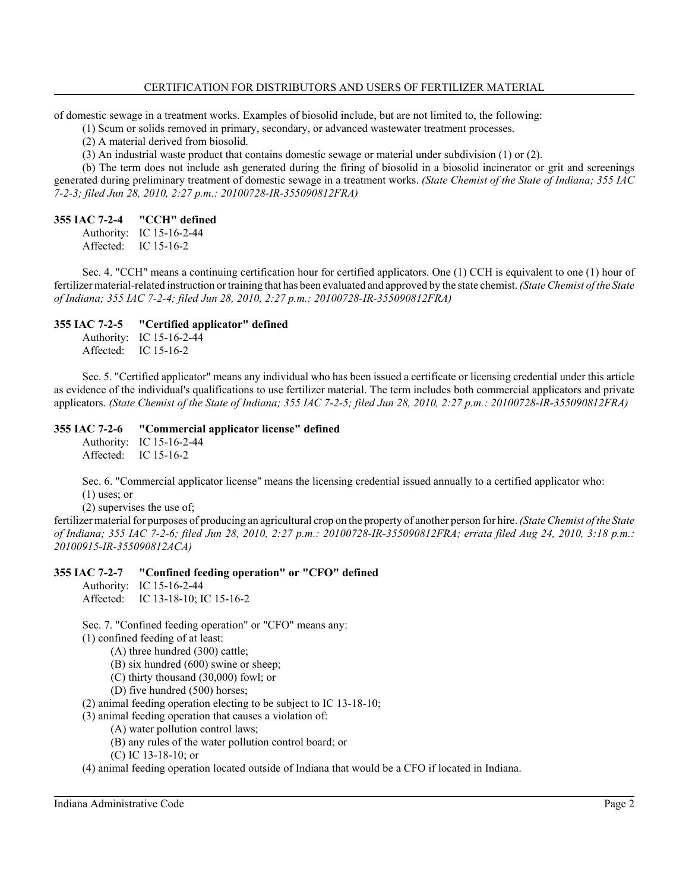of domestic sewage in a treatment works. Examples of biosolid include, but are not limited to, the following:

(1) Scum or solids removed in primary, secondary, or advanced wastewater treatment processes.

(2) A material derived from biosolid.

(3) An industrial waste product that contains domestic sewage or material under subdivision (1) or (2).

(b) The term does not include ash generated during the firing of biosolid in a biosolid incinerator or grit and screenings generated during preliminary treatment of domestic sewage in a treatment works. *(State Chemist of the State of Indiana; 355 IAC 7-2-3; filed Jun 28, 2010, 2:27 p.m.: 20100728-IR-355090812FRA)*

**355 IAC 7-2-4 "CCH" defined**

Authority: IC 15-16-2-44
Affected: IC 15-16-2

Sec. 4. "CCH" means a continuing certification hour for certified applicators. One (1) CCH is equivalent to one (1) hour of fertilizer material-related instruction or training that has been evaluated and approved by the state chemist. *(State Chemist of the State of Indiana; 355 IAC 7-2-4; filed Jun 28, 2010, 2:27 p.m.: 20100728-IR-355090812FRA)*

**355 IAC 7-2-5 "Certified applicator" defined**

Authority: IC 15-16-2-44
Affected: IC 15-16-2

Sec. 5. "Certified applicator" means any individual who has been issued a certificate or licensing credential under this article as evidence of the individual's qualifications to use fertilizer material. The term includes both commercial applicators and private applicators. *(State Chemist of the State of Indiana; 355 IAC 7-2-5; filed Jun 28, 2010, 2:27 p.m.: 20100728-IR-355090812FRA)*

**355 IAC 7-2-6 "Commercial applicator license" defined**

Authority: IC 15-16-2-44
Affected: IC 15-16-2

Sec. 6. "Commercial applicator license" means the licensing credential issued annually to a certified applicator who:

(1) uses; or

(2) supervises the use of;

fertilizer material for purposes of producing an agricultural crop on the property of another person for hire. *(State Chemist of the State of Indiana; 355 IAC 7-2-6; filed Jun 28, 2010, 2:27 p.m.: 20100728-IR-355090812FRA; errata filed Aug 24, 2010, 3:18 p.m.: 20100915-IR-355090812ACA)*

**355 IAC 7-2-7 "Confined feeding operation" or "CFO" defined**

Authority: IC 15-16-2-44
Affected: IC 13-18-10; IC 15-16-2

Sec. 7. "Confined feeding operation" or "CFO" means any:

(1) confined feeding of at least:

(A) three hundred (300) cattle;

(B) six hundred (600) swine or sheep;

(C) thirty thousand (30,000) fowl; or

(D) five hundred (500) horses;

(2) animal feeding operation electing to be subject to IC 13-18-10;

(3) animal feeding operation that causes a violation of:

(A) water pollution control laws;

(B) any rules of the water pollution control board; or

(C) IC 13-18-10; or

(4) animal feeding operation located outside of Indiana that would be a CFO if located in Indiana.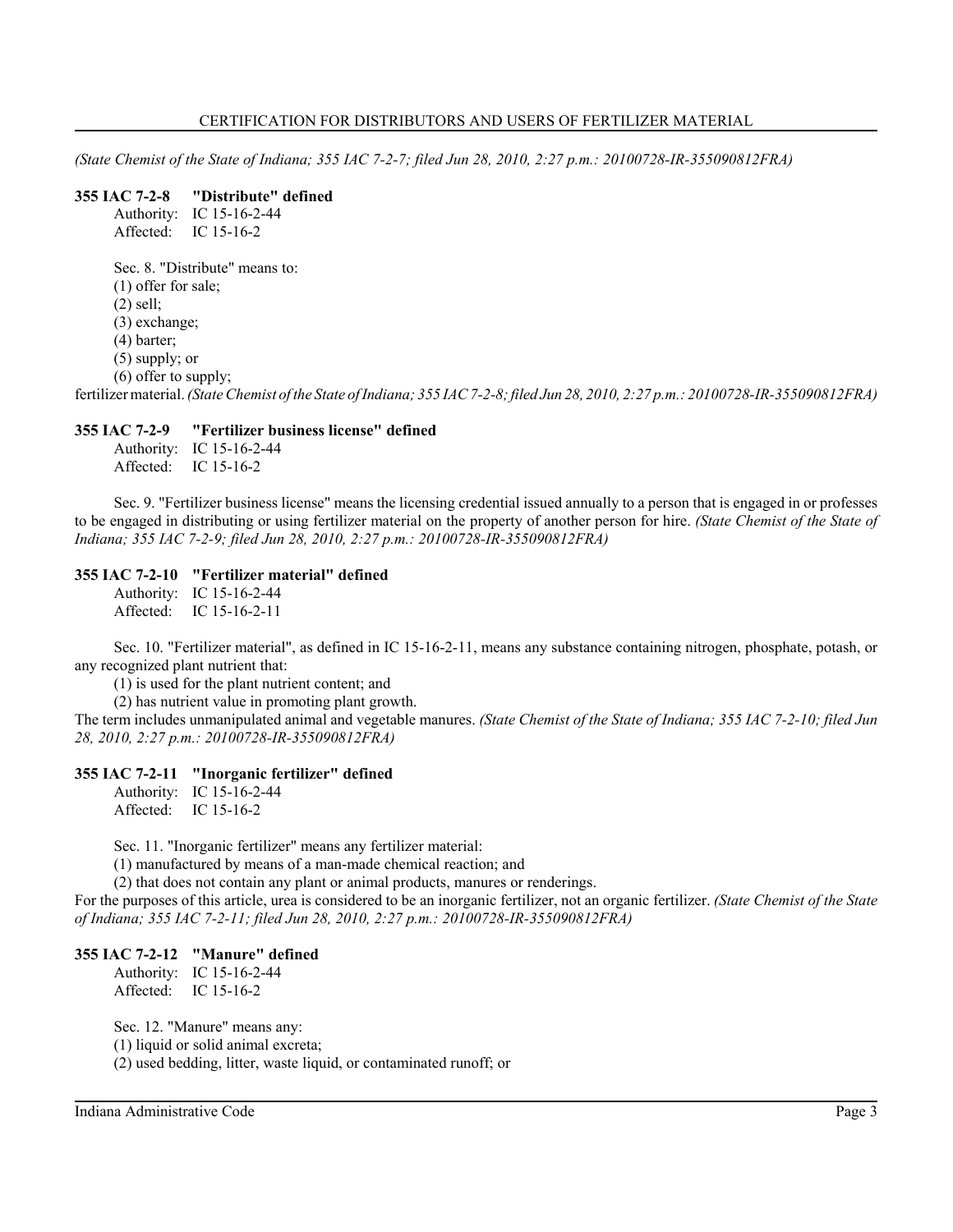*(State Chemist of the State of Indiana; 355 IAC 7-2-7; filed Jun 28, 2010, 2:27 p.m.: 20100728-IR-355090812FRA)*

**355 IAC 7-2-8 "Distribute" defined**

Authority: IC 15-16-2-44
Affected: IC 15-16-2

Sec. 8. "Distribute" means to:
(1) offer for sale;
(2) sell;
(3) exchange;
(4) barter;
(5) supply; or
(6) offer to supply;
fertilizer material. *(State Chemist of the State of Indiana; 355 IAC 7-2-8; filed Jun 28, 2010, 2:27 p.m.: 20100728-IR-355090812FRA)*

**355 IAC 7-2-9 "Fertilizer business license" defined**

Authority: IC 15-16-2-44
Affected: IC 15-16-2

Sec. 9. "Fertilizer business license" means the licensing credential issued annually to a person that is engaged in or professes to be engaged in distributing or using fertilizer material on the property of another person for hire. *(State Chemist of the State of Indiana; 355 IAC 7-2-9; filed Jun 28, 2010, 2:27 p.m.: 20100728-IR-355090812FRA)*

**355 IAC 7-2-10 "Fertilizer material" defined**

Authority: IC 15-16-2-44
Affected: IC 15-16-2-11

Sec. 10. "Fertilizer material", as defined in IC 15-16-2-11, means any substance containing nitrogen, phosphate, potash, or any recognized plant nutrient that:
(1) is used for the plant nutrient content; and
(2) has nutrient value in promoting plant growth.
The term includes unmanipulated animal and vegetable manures. *(State Chemist of the State of Indiana; 355 IAC 7-2-10; filed Jun 28, 2010, 2:27 p.m.: 20100728-IR-355090812FRA)*

**355 IAC 7-2-11 "Inorganic fertilizer" defined**

Authority: IC 15-16-2-44
Affected: IC 15-16-2

Sec. 11. "Inorganic fertilizer" means any fertilizer material:
(1) manufactured by means of a man-made chemical reaction; and
(2) that does not contain any plant or animal products, manures or renderings.
For the purposes of this article, urea is considered to be an inorganic fertilizer, not an organic fertilizer. *(State Chemist of the State of Indiana; 355 IAC 7-2-11; filed Jun 28, 2010, 2:27 p.m.: 20100728-IR-355090812FRA)*

**355 IAC 7-2-12 "Manure" defined**

Authority: IC 15-16-2-44
Affected: IC 15-16-2

Sec. 12. "Manure" means any:
(1) liquid or solid animal excreta;
(2) used bedding, litter, waste liquid, or contaminated runoff; or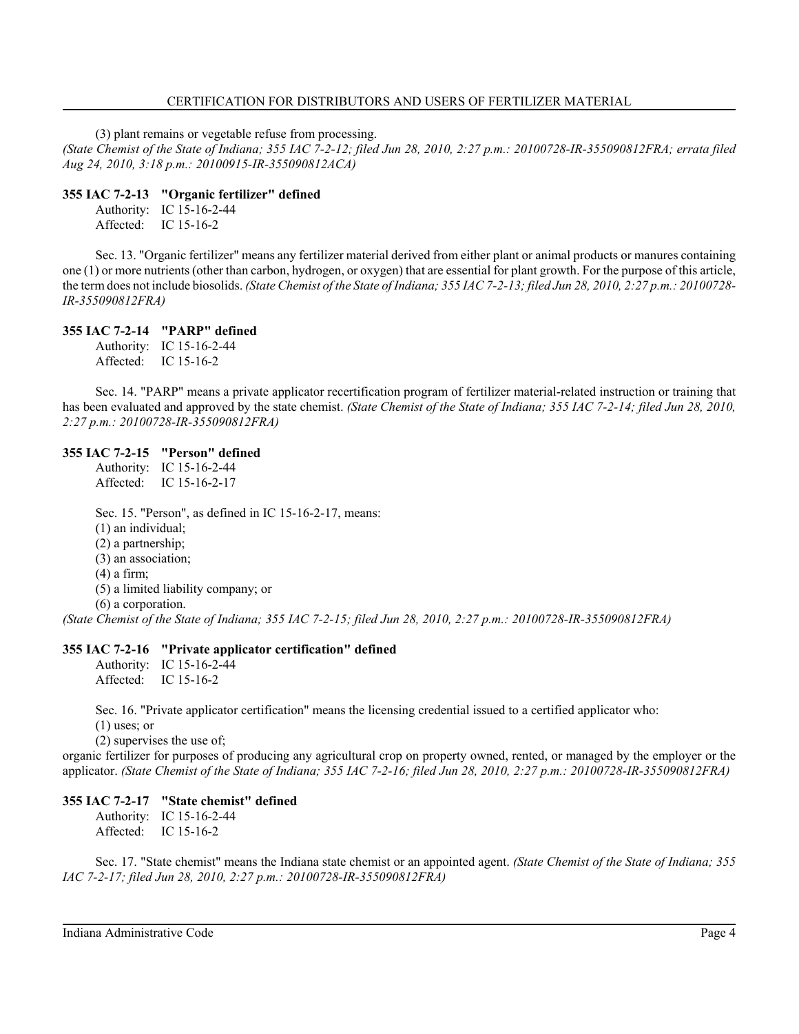(3) plant remains or vegetable refuse from processing.

*(State Chemist of the State of Indiana; 355 IAC 7-2-12; filed Jun 28, 2010, 2:27 p.m.: 20100728-IR-355090812FRA; errata filed Aug 24, 2010, 3:18 p.m.: 20100915-IR-355090812ACA)*

**355 IAC 7-2-13 "Organic fertilizer" defined**

Authority: IC 15-16-2-44
Affected: IC 15-16-2

Sec. 13. "Organic fertilizer" means any fertilizer material derived from either plant or animal products or manures containing one (1) or more nutrients (other than carbon, hydrogen, or oxygen) that are essential for plant growth. For the purpose of this article, the term does not include biosolids. *(State Chemist of the State of Indiana; 355 IAC 7-2-13; filed Jun 28, 2010, 2:27 p.m.: 20100728-IR-355090812FRA)*

**355 IAC 7-2-14 "PARP" defined**

Authority: IC 15-16-2-44
Affected: IC 15-16-2

Sec. 14. "PARP" means a private applicator recertification program of fertilizer material-related instruction or training that has been evaluated and approved by the state chemist. *(State Chemist of the State of Indiana; 355 IAC 7-2-14; filed Jun 28, 2010, 2:27 p.m.: 20100728-IR-355090812FRA)*

**355 IAC 7-2-15 "Person" defined**

Authority: IC 15-16-2-44
Affected: IC 15-16-2-17

Sec. 15. "Person", as defined in IC 15-16-2-17, means:
(1) an individual;
(2) a partnership;
(3) an association;
(4) a firm;
(5) a limited liability company; or
(6) a corporation.

*(State Chemist of the State of Indiana; 355 IAC 7-2-15; filed Jun 28, 2010, 2:27 p.m.: 20100728-IR-355090812FRA)*

**355 IAC 7-2-16 "Private applicator certification" defined**

Authority: IC 15-16-2-44
Affected: IC 15-16-2

Sec. 16. "Private applicator certification" means the licensing credential issued to a certified applicator who:
(1) uses; or
(2) supervises the use of;

organic fertilizer for purposes of producing any agricultural crop on property owned, rented, or managed by the employer or the applicator. *(State Chemist of the State of Indiana; 355 IAC 7-2-16; filed Jun 28, 2010, 2:27 p.m.: 20100728-IR-355090812FRA)*

**355 IAC 7-2-17 "State chemist" defined**

Authority: IC 15-16-2-44
Affected: IC 15-16-2

Sec. 17. "State chemist" means the Indiana state chemist or an appointed agent. *(State Chemist of the State of Indiana; 355 IAC 7-2-17; filed Jun 28, 2010, 2:27 p.m.: 20100728-IR-355090812FRA)*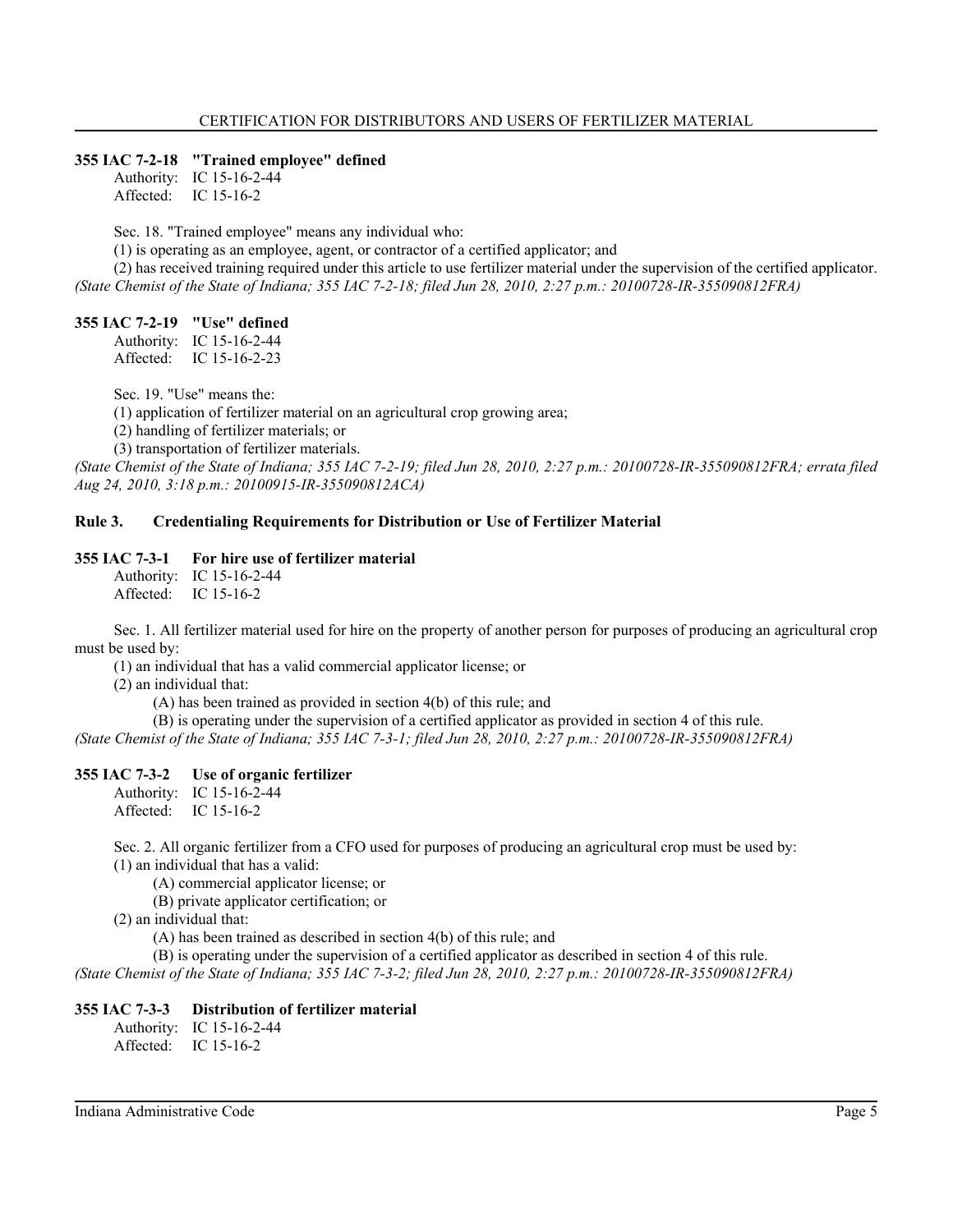### 355 IAC 7-2-18 "Trained employee" defined

Authority: IC 15-16-2-44
Affected: IC 15-16-2

Sec. 18. "Trained employee" means any individual who:

(1) is operating as an employee, agent, or contractor of a certified applicator; and

(2) has received training required under this article to use fertilizer material under the supervision of the certified applicator.

*(State Chemist of the State of Indiana; 355 IAC 7-2-18; filed Jun 28, 2010, 2:27 p.m.: 20100728-IR-355090812FRA)*

### 355 IAC 7-2-19 "Use" defined

Authority: IC 15-16-2-44
Affected: IC 15-16-2-23

Sec. 19. "Use" means the:

(1) application of fertilizer material on an agricultural crop growing area;

(2) handling of fertilizer materials; or

(3) transportation of fertilizer materials.

*(State Chemist of the State of Indiana; 355 IAC 7-2-19; filed Jun 28, 2010, 2:27 p.m.: 20100728-IR-355090812FRA; errata filed Aug 24, 2010, 3:18 p.m.: 20100915-IR-355090812ACA)*

## Rule 3. Credentialing Requirements for Distribution or Use of Fertilizer Material

### 355 IAC 7-3-1 For hire use of fertilizer material

Authority: IC 15-16-2-44
Affected: IC 15-16-2

Sec. 1. All fertilizer material used for hire on the property of another person for purposes of producing an agricultural crop must be used by:

(1) an individual that has a valid commercial applicator license; or

(2) an individual that:

(A) has been trained as provided in section 4(b) of this rule; and

(B) is operating under the supervision of a certified applicator as provided in section 4 of this rule.

*(State Chemist of the State of Indiana; 355 IAC 7-3-1; filed Jun 28, 2010, 2:27 p.m.: 20100728-IR-355090812FRA)*

### 355 IAC 7-3-2 Use of organic fertilizer

Authority: IC 15-16-2-44
Affected: IC 15-16-2

Sec. 2. All organic fertilizer from a CFO used for purposes of producing an agricultural crop must be used by:

(1) an individual that has a valid:

(A) commercial applicator license; or

(B) private applicator certification; or

(2) an individual that:

(A) has been trained as described in section 4(b) of this rule; and

(B) is operating under the supervision of a certified applicator as described in section 4 of this rule.

*(State Chemist of the State of Indiana; 355 IAC 7-3-2; filed Jun 28, 2010, 2:27 p.m.: 20100728-IR-355090812FRA)*

### 355 IAC 7-3-3 Distribution of fertilizer material

Authority: IC 15-16-2-44
Affected: IC 15-16-2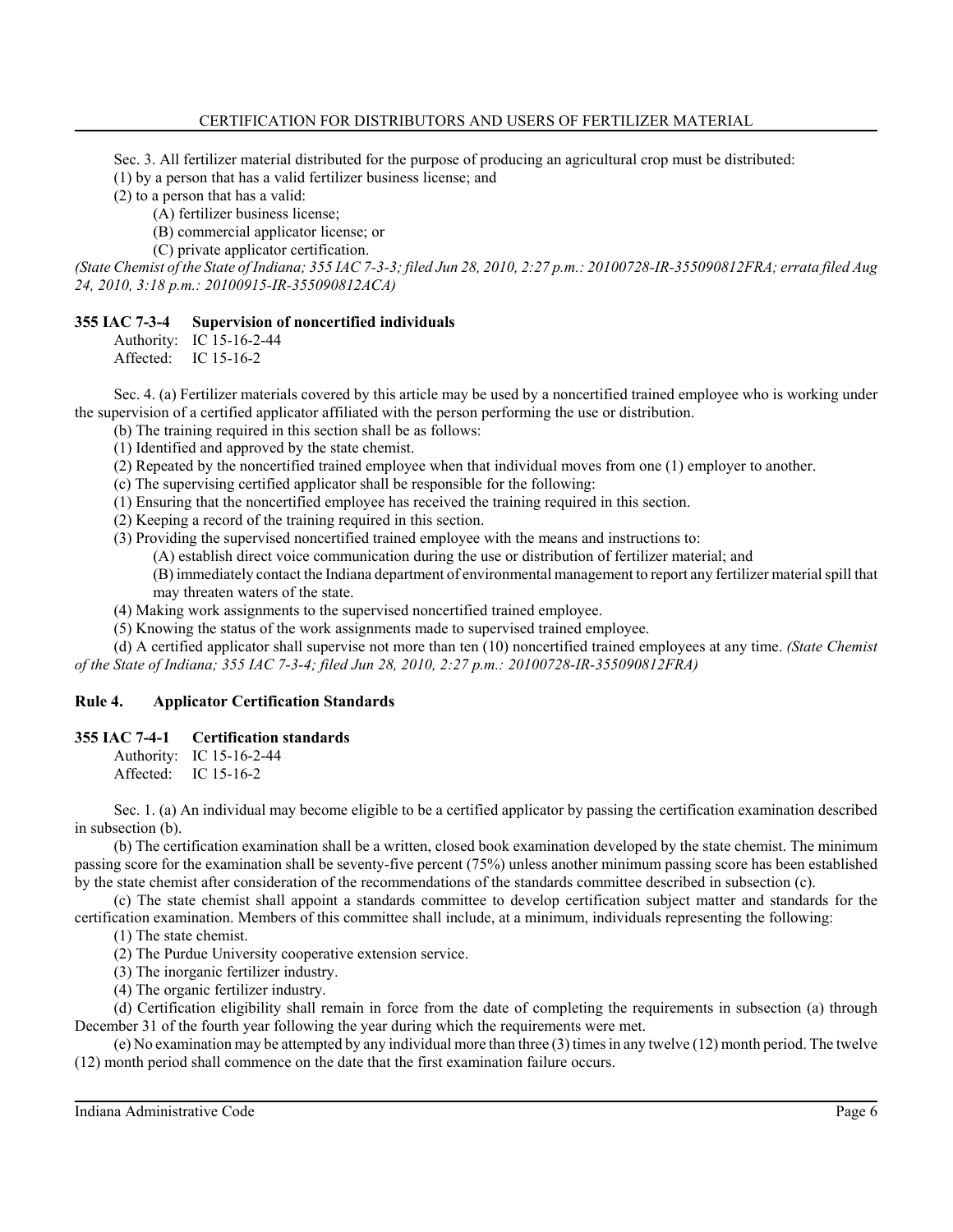Sec. 3. All fertilizer material distributed for the purpose of producing an agricultural crop must be distributed:

(1) by a person that has a valid fertilizer business license; and

(2) to a person that has a valid:

(A) fertilizer business license;

(B) commercial applicator license; or

(C) private applicator certification.

*(State Chemist of the State of Indiana; 355 IAC 7-3-3; filed Jun 28, 2010, 2:27 p.m.: 20100728-IR-355090812FRA; errata filed Aug 24, 2010, 3:18 p.m.: 20100915-IR-355090812ACA)*

**355 IAC 7-3-4 Supervision of noncertified individuals**

Authority: IC 15-16-2-44
Affected: IC 15-16-2

Sec. 4. (a) Fertilizer materials covered by this article may be used by a noncertified trained employee who is working under the supervision of a certified applicator affiliated with the person performing the use or distribution.

(b) The training required in this section shall be as follows:

(1) Identified and approved by the state chemist.

(2) Repeated by the noncertified trained employee when that individual moves from one (1) employer to another.

(c) The supervising certified applicator shall be responsible for the following:

(1) Ensuring that the noncertified employee has received the training required in this section.

(2) Keeping a record of the training required in this section.

(3) Providing the supervised noncertified trained employee with the means and instructions to:

(A) establish direct voice communication during the use or distribution of fertilizer material; and

(B) immediately contact the Indiana department of environmental management to report any fertilizer material spill that may threaten waters of the state.

(4) Making work assignments to the supervised noncertified trained employee.

(5) Knowing the status of the work assignments made to supervised trained employee.

(d) A certified applicator shall supervise not more than ten (10) noncertified trained employees at any time. *(State Chemist of the State of Indiana; 355 IAC 7-3-4; filed Jun 28, 2010, 2:27 p.m.: 20100728-IR-355090812FRA)*

## Rule 4. Applicator Certification Standards

**355 IAC 7-4-1 Certification standards**

Authority: IC 15-16-2-44
Affected: IC 15-16-2

Sec. 1. (a) An individual may become eligible to be a certified applicator by passing the certification examination described in subsection (b).

(b) The certification examination shall be a written, closed book examination developed by the state chemist. The minimum passing score for the examination shall be seventy-five percent (75%) unless another minimum passing score has been established by the state chemist after consideration of the recommendations of the standards committee described in subsection (c).

(c) The state chemist shall appoint a standards committee to develop certification subject matter and standards for the certification examination. Members of this committee shall include, at a minimum, individuals representing the following:

(1) The state chemist.

(2) The Purdue University cooperative extension service.

(3) The inorganic fertilizer industry.

(4) The organic fertilizer industry.

(d) Certification eligibility shall remain in force from the date of completing the requirements in subsection (a) through December 31 of the fourth year following the year during which the requirements were met.

(e) No examination may be attempted by any individual more than three (3) times in any twelve (12) month period. The twelve (12) month period shall commence on the date that the first examination failure occurs.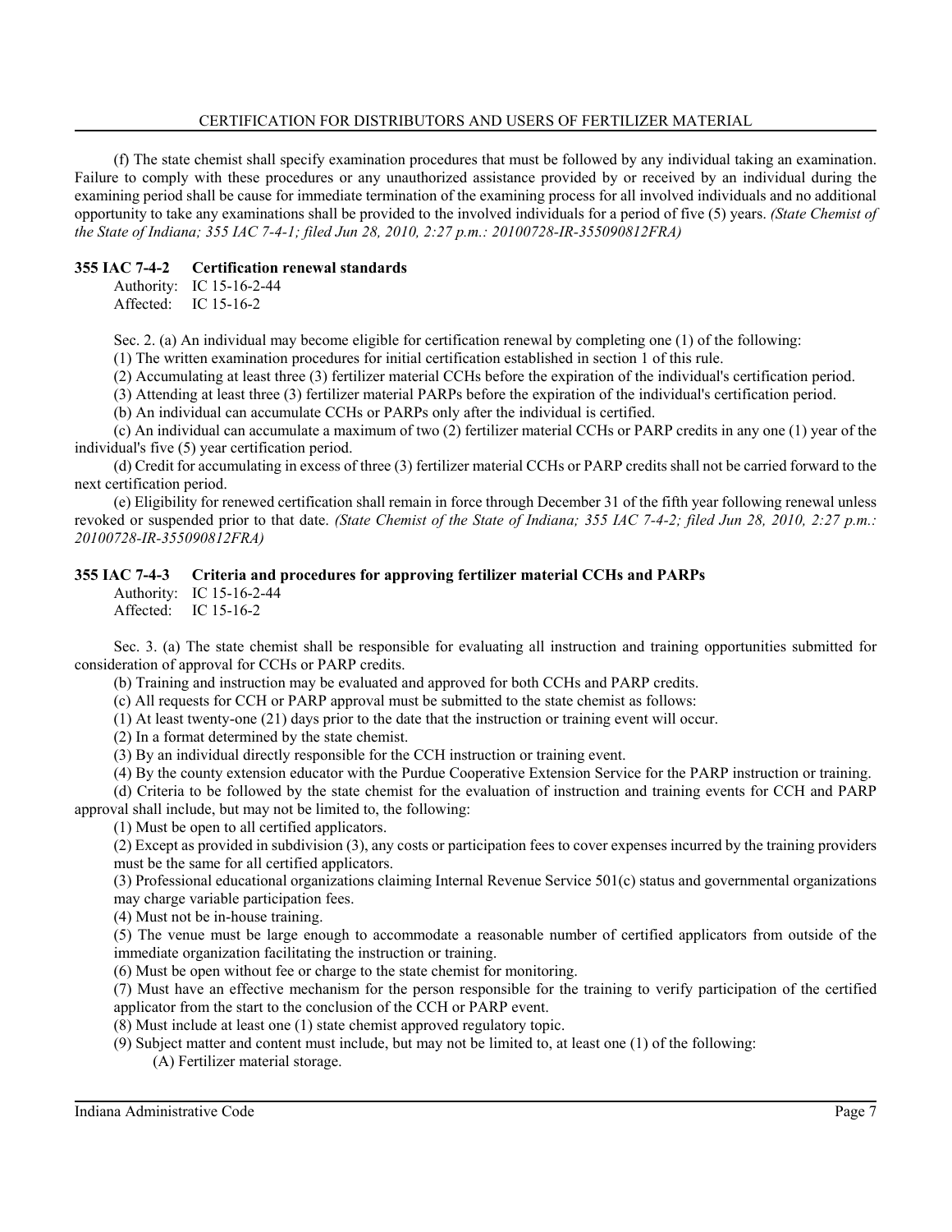(f) The state chemist shall specify examination procedures that must be followed by any individual taking an examination. Failure to comply with these procedures or any unauthorized assistance provided by or received by an individual during the examining period shall be cause for immediate termination of the examining process for all involved individuals and no additional opportunity to take any examinations shall be provided to the involved individuals for a period of five (5) years. *(State Chemist of the State of Indiana; 355 IAC 7-4-1; filed Jun 28, 2010, 2:27 p.m.: 20100728-IR-355090812FRA)*

### 355 IAC 7-4-2 Certification renewal standards

Authority: IC 15-16-2-44
Affected: IC 15-16-2

Sec. 2. (a) An individual may become eligible for certification renewal by completing one (1) of the following:

(1) The written examination procedures for initial certification established in section 1 of this rule.

(2) Accumulating at least three (3) fertilizer material CCHs before the expiration of the individual's certification period.

(3) Attending at least three (3) fertilizer material PARPs before the expiration of the individual's certification period.

(b) An individual can accumulate CCHs or PARPs only after the individual is certified.

(c) An individual can accumulate a maximum of two (2) fertilizer material CCHs or PARP credits in any one (1) year of the individual's five (5) year certification period.

(d) Credit for accumulating in excess of three (3) fertilizer material CCHs or PARP credits shall not be carried forward to the next certification period.

(e) Eligibility for renewed certification shall remain in force through December 31 of the fifth year following renewal unless revoked or suspended prior to that date. *(State Chemist of the State of Indiana; 355 IAC 7-4-2; filed Jun 28, 2010, 2:27 p.m.: 20100728-IR-355090812FRA)*

### 355 IAC 7-4-3 Criteria and procedures for approving fertilizer material CCHs and PARPs

Authority: IC 15-16-2-44
Affected: IC 15-16-2

Sec. 3. (a) The state chemist shall be responsible for evaluating all instruction and training opportunities submitted for consideration of approval for CCHs or PARP credits.

(b) Training and instruction may be evaluated and approved for both CCHs and PARP credits.

(c) All requests for CCH or PARP approval must be submitted to the state chemist as follows:

(1) At least twenty-one (21) days prior to the date that the instruction or training event will occur.

(2) In a format determined by the state chemist.

(3) By an individual directly responsible for the CCH instruction or training event.

(4) By the county extension educator with the Purdue Cooperative Extension Service for the PARP instruction or training.

(d) Criteria to be followed by the state chemist for the evaluation of instruction and training events for CCH and PARP approval shall include, but may not be limited to, the following:

(1) Must be open to all certified applicators.

(2) Except as provided in subdivision (3), any costs or participation fees to cover expenses incurred by the training providers must be the same for all certified applicators.

(3) Professional educational organizations claiming Internal Revenue Service 501(c) status and governmental organizations may charge variable participation fees.

(4) Must not be in-house training.

(5) The venue must be large enough to accommodate a reasonable number of certified applicators from outside of the immediate organization facilitating the instruction or training.

(6) Must be open without fee or charge to the state chemist for monitoring.

(7) Must have an effective mechanism for the person responsible for the training to verify participation of the certified applicator from the start to the conclusion of the CCH or PARP event.

(8) Must include at least one (1) state chemist approved regulatory topic.

(9) Subject matter and content must include, but may not be limited to, at least one (1) of the following:

(A) Fertilizer material storage.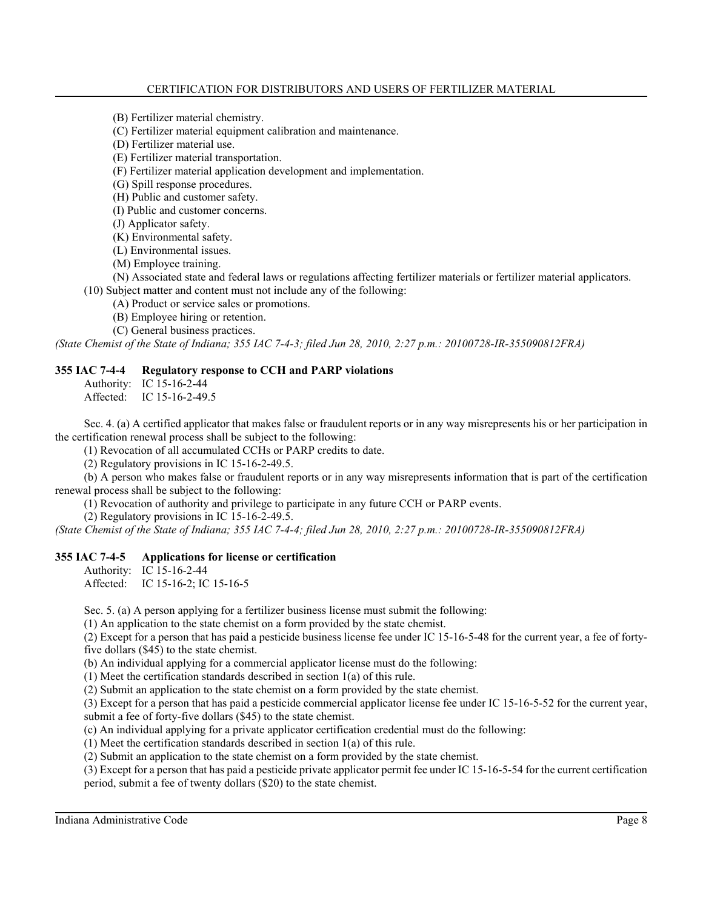(B) Fertilizer material chemistry.
(C) Fertilizer material equipment calibration and maintenance.
(D) Fertilizer material use.
(E) Fertilizer material transportation.
(F) Fertilizer material application development and implementation.
(G) Spill response procedures.
(H) Public and customer safety.
(I) Public and customer concerns.
(J) Applicator safety.
(K) Environmental safety.
(L) Environmental issues.
(M) Employee training.
(N) Associated state and federal laws or regulations affecting fertilizer materials or fertilizer material applicators.

(10) Subject matter and content must not include any of the following:
(A) Product or service sales or promotions.
(B) Employee hiring or retention.
(C) General business practices.

*(State Chemist of the State of Indiana; 355 IAC 7-4-3; filed Jun 28, 2010, 2:27 p.m.: 20100728-IR-355090812FRA)*

### 355 IAC 7-4-4 Regulatory response to CCH and PARP violations

Authority: IC 15-16-2-44
Affected: IC 15-16-2-49.5

Sec. 4. (a) A certified applicator that makes false or fraudulent reports or in any way misrepresents his or her participation in the certification renewal process shall be subject to the following:
(1) Revocation of all accumulated CCHs or PARP credits to date.
(2) Regulatory provisions in IC 15-16-2-49.5.

(b) A person who makes false or fraudulent reports or in any way misrepresents information that is part of the certification renewal process shall be subject to the following:
(1) Revocation of authority and privilege to participate in any future CCH or PARP events.
(2) Regulatory provisions in IC 15-16-2-49.5.

*(State Chemist of the State of Indiana; 355 IAC 7-4-4; filed Jun 28, 2010, 2:27 p.m.: 20100728-IR-355090812FRA)*

### 355 IAC 7-4-5 Applications for license or certification

Authority: IC 15-16-2-44
Affected: IC 15-16-2; IC 15-16-5

Sec. 5. (a) A person applying for a fertilizer business license must submit the following:
(1) An application to the state chemist on a form provided by the state chemist.
(2) Except for a person that has paid a pesticide business license fee under IC 15-16-5-48 for the current year, a fee of forty-five dollars ($45) to the state chemist.

(b) An individual applying for a commercial applicator license must do the following:
(1) Meet the certification standards described in section 1(a) of this rule.
(2) Submit an application to the state chemist on a form provided by the state chemist.
(3) Except for a person that has paid a pesticide commercial applicator license fee under IC 15-16-5-52 for the current year, submit a fee of forty-five dollars ($45) to the state chemist.

(c) An individual applying for a private applicator certification credential must do the following:
(1) Meet the certification standards described in section 1(a) of this rule.
(2) Submit an application to the state chemist on a form provided by the state chemist.
(3) Except for a person that has paid a pesticide private applicator permit fee under IC 15-16-5-54 for the current certification period, submit a fee of twenty dollars ($20) to the state chemist.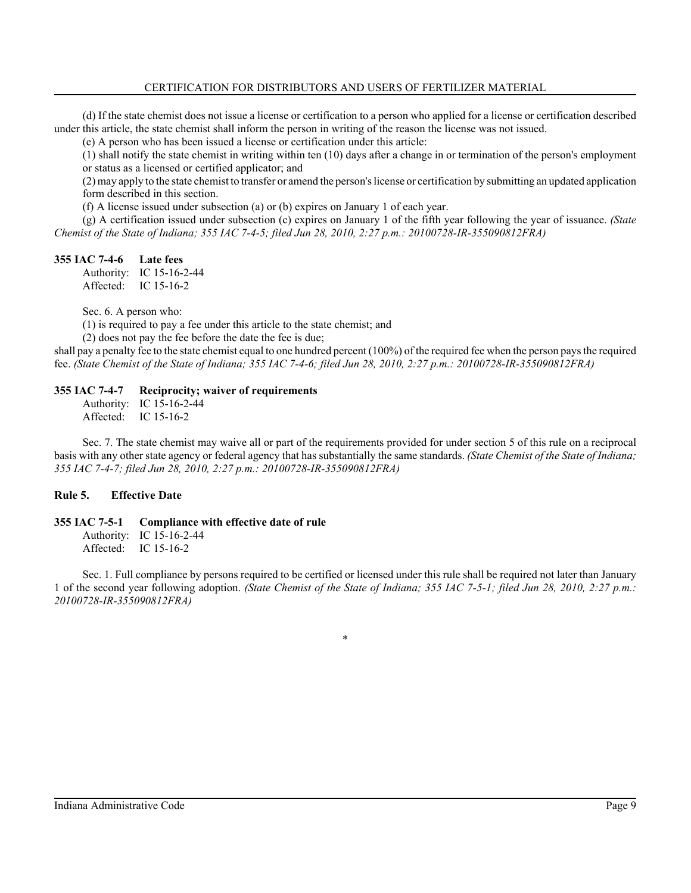(d) If the state chemist does not issue a license or certification to a person who applied for a license or certification described under this article, the state chemist shall inform the person in writing of the reason the license was not issued.

(e) A person who has been issued a license or certification under this article:

(1) shall notify the state chemist in writing within ten (10) days after a change in or termination of the person's employment or status as a licensed or certified applicator; and

(2) may apply to the state chemist to transfer or amend the person's license or certification by submitting an updated application form described in this section.

(f) A license issued under subsection (a) or (b) expires on January 1 of each year.

(g) A certification issued under subsection (c) expires on January 1 of the fifth year following the year of issuance. *(State Chemist of the State of Indiana; 355 IAC 7-4-5; filed Jun 28, 2010, 2:27 p.m.: 20100728-IR-355090812FRA)*

**355 IAC 7-4-6 Late fees**

Authority: IC 15-16-2-44
Affected: IC 15-16-2

Sec. 6. A person who:

(1) is required to pay a fee under this article to the state chemist; and

(2) does not pay the fee before the date the fee is due;

shall pay a penalty fee to the state chemist equal to one hundred percent (100%) of the required fee when the person pays the required fee. *(State Chemist of the State of Indiana; 355 IAC 7-4-6; filed Jun 28, 2010, 2:27 p.m.: 20100728-IR-355090812FRA)*

**355 IAC 7-4-7 Reciprocity; waiver of requirements**

Authority: IC 15-16-2-44
Affected: IC 15-16-2

Sec. 7. The state chemist may waive all or part of the requirements provided for under section 5 of this rule on a reciprocal basis with any other state agency or federal agency that has substantially the same standards. *(State Chemist of the State of Indiana; 355 IAC 7-4-7; filed Jun 28, 2010, 2:27 p.m.: 20100728-IR-355090812FRA)*

## Rule 5. Effective Date

**355 IAC 7-5-1 Compliance with effective date of rule**

Authority: IC 15-16-2-44
Affected: IC 15-16-2

Sec. 1. Full compliance by persons required to be certified or licensed under this rule shall be required not later than January 1 of the second year following adoption. *(State Chemist of the State of Indiana; 355 IAC 7-5-1; filed Jun 28, 2010, 2:27 p.m.: 20100728-IR-355090812FRA)*

*